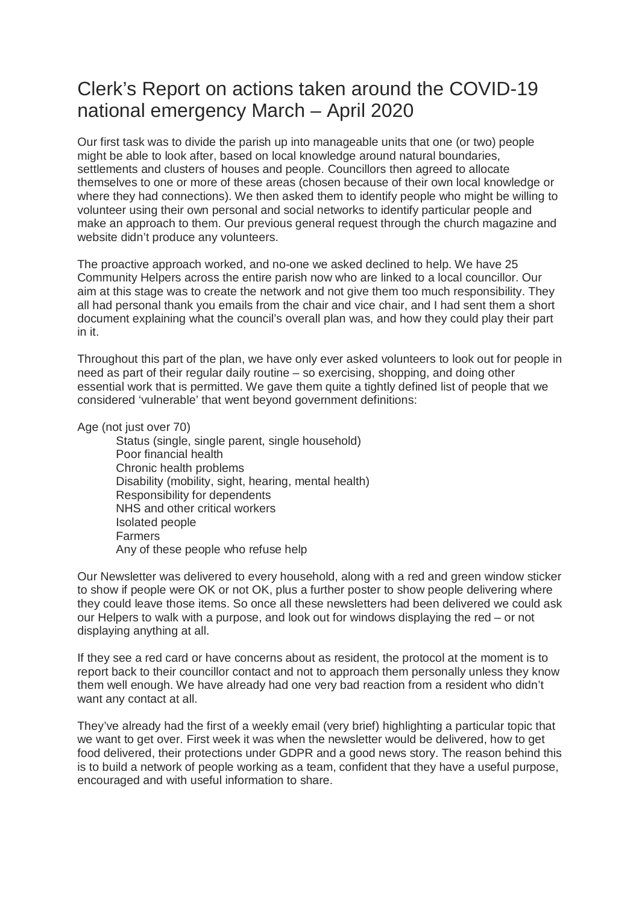# Clerk's Report on actions taken around the COVID-19 national emergency March – April 2020

Our first task was to divide the parish up into manageable units that one (or two) people might be able to look after, based on local knowledge around natural boundaries, settlements and clusters of houses and people. Councillors then agreed to allocate themselves to one or more of these areas (chosen because of their own local knowledge or where they had connections). We then asked them to identify people who might be willing to volunteer using their own personal and social networks to identify particular people and make an approach to them. Our previous general request through the church magazine and website didn't produce any volunteers.

The proactive approach worked, and no-one we asked declined to help. We have 25 Community Helpers across the entire parish now who are linked to a local councillor. Our aim at this stage was to create the network and not give them too much responsibility. They all had personal thank you emails from the chair and vice chair, and I had sent them a short document explaining what the council's overall plan was, and how they could play their part in it.

Throughout this part of the plan, we have only ever asked volunteers to look out for people in need as part of their regular daily routine – so exercising, shopping, and doing other essential work that is permitted. We gave them quite a tightly defined list of people that we considered 'vulnerable' that went beyond government definitions:

- Age (not just over 70)
- Status (single, single parent, single household)
- Poor financial health
- Chronic health problems
- Disability (mobility, sight, hearing, mental health)
- Responsibility for dependents
- NHS and other critical workers
- Isolated people
- Farmers
- Any of these people who refuse help

Our Newsletter was delivered to every household, along with a red and green window sticker to show if people were OK or not OK, plus a further poster to show people delivering where they could leave those items. So once all these newsletters had been delivered we could ask our Helpers to walk with a purpose, and look out for windows displaying the red – or not displaying anything at all.

If they see a red card or have concerns about as resident, the protocol at the moment is to report back to their councillor contact and not to approach them personally unless they know them well enough. We have already had one very bad reaction from a resident who didn't want any contact at all.

They've already had the first of a weekly email (very brief) highlighting a particular topic that we want to get over. First week it was when the newsletter would be delivered, how to get food delivered, their protections under GDPR and a good news story. The reason behind this is to build a network of people working as a team, confident that they have a useful purpose, encouraged and with useful information to share.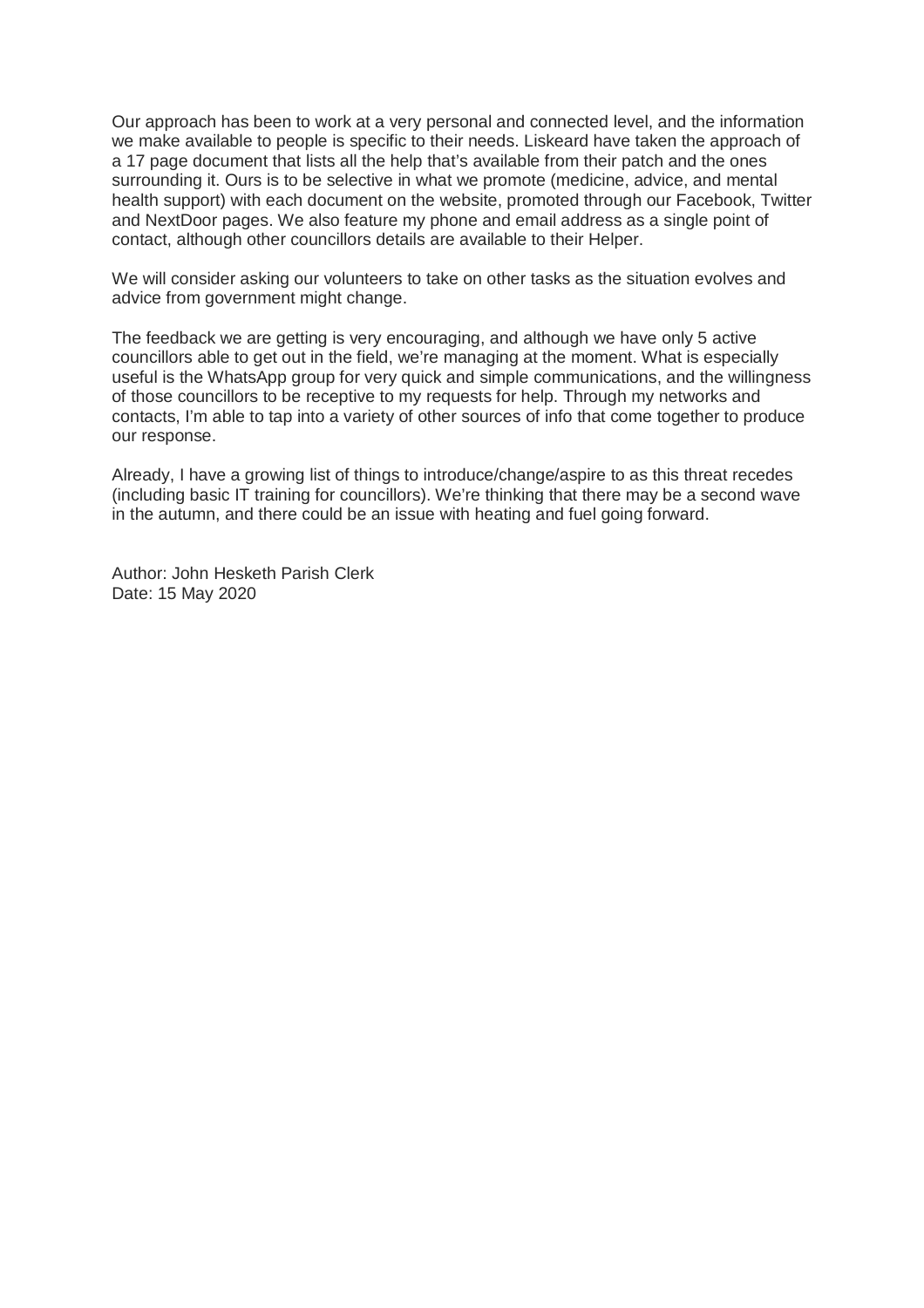Our approach has been to work at a very personal and connected level, and the information we make available to people is specific to their needs. Liskeard have taken the approach of a 17 page document that lists all the help that's available from their patch and the ones surrounding it. Ours is to be selective in what we promote (medicine, advice, and mental health support) with each document on the website, promoted through our Facebook, Twitter and NextDoor pages. We also feature my phone and email address as a single point of contact, although other councillors details are available to their Helper.

We will consider asking our volunteers to take on other tasks as the situation evolves and advice from government might change.

The feedback we are getting is very encouraging, and although we have only 5 active councillors able to get out in the field, we're managing at the moment. What is especially useful is the WhatsApp group for very quick and simple communications, and the willingness of those councillors to be receptive to my requests for help. Through my networks and contacts, I'm able to tap into a variety of other sources of info that come together to produce our response.

Already, I have a growing list of things to introduce/change/aspire to as this threat recedes (including basic IT training for councillors). We're thinking that there may be a second wave in the autumn, and there could be an issue with heating and fuel going forward.

Author: John Hesketh Parish Clerk
Date: 15 May 2020